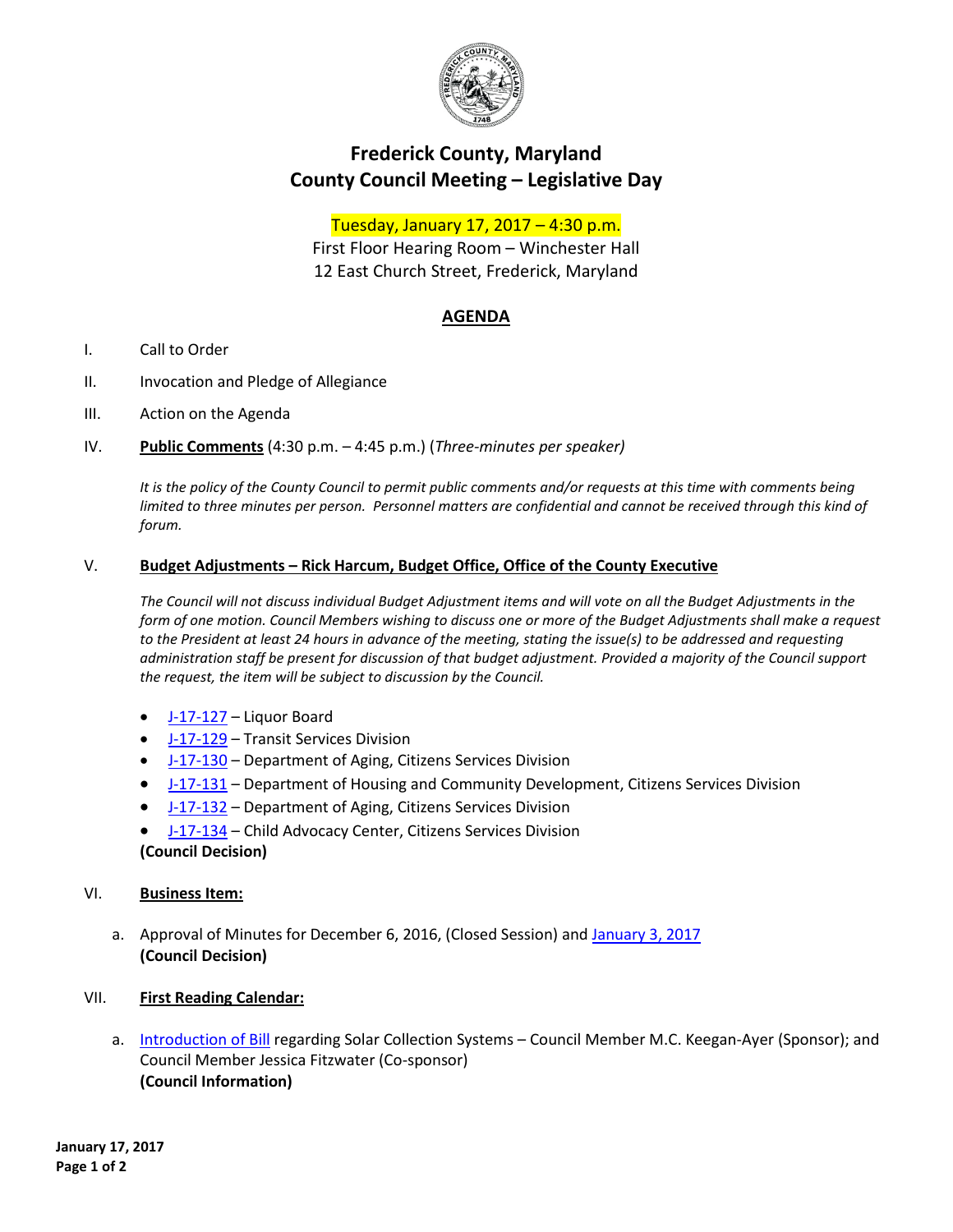# Frederick County, Maryland
# County Council Meeting – Legislative Day

Tuesday, January 17, 2017 – 4:30 p.m.
First Floor Hearing Room – Winchester Hall
12 East Church Street, Frederick, Maryland

## AGENDA

I. Call to Order

II. Invocation and Pledge of Allegiance

III. Action on the Agenda

IV. **Public Comments** (4:30 p.m. – 4:45 p.m.) (*Three-minutes per speaker)*

*It is the policy of the County Council to permit public comments and/or requests at this time with comments being limited to three minutes per person. Personnel matters are confidential and cannot be received through this kind of forum.*

V. **Budget Adjustments – Rick Harcum, Budget Office, Office of the County Executive**

*The Council will not discuss individual Budget Adjustment items and will vote on all the Budget Adjustments in the form of one motion. Council Members wishing to discuss one or more of the Budget Adjustments shall make a request to the President at least 24 hours in advance of the meeting, stating the issue(s) to be addressed and requesting administration staff be present for discussion of that budget adjustment. Provided a majority of the Council support the request, the item will be subject to discussion by the Council.*

- J-17-127 – Liquor Board
- J-17-129 – Transit Services Division
- J-17-130 – Department of Aging, Citizens Services Division
- J-17-131 – Department of Housing and Community Development, Citizens Services Division
- J-17-132 – Department of Aging, Citizens Services Division
- J-17-134 – Child Advocacy Center, Citizens Services Division

**(Council Decision)**

VI. **Business Item:**

a. Approval of Minutes for December 6, 2016, (Closed Session) and January 3, 2017
**(Council Decision)**

VII. **First Reading Calendar:**

a. Introduction of Bill regarding Solar Collection Systems – Council Member M.C. Keegan-Ayer (Sponsor); and Council Member Jessica Fitzwater (Co-sponsor)
**(Council Information)**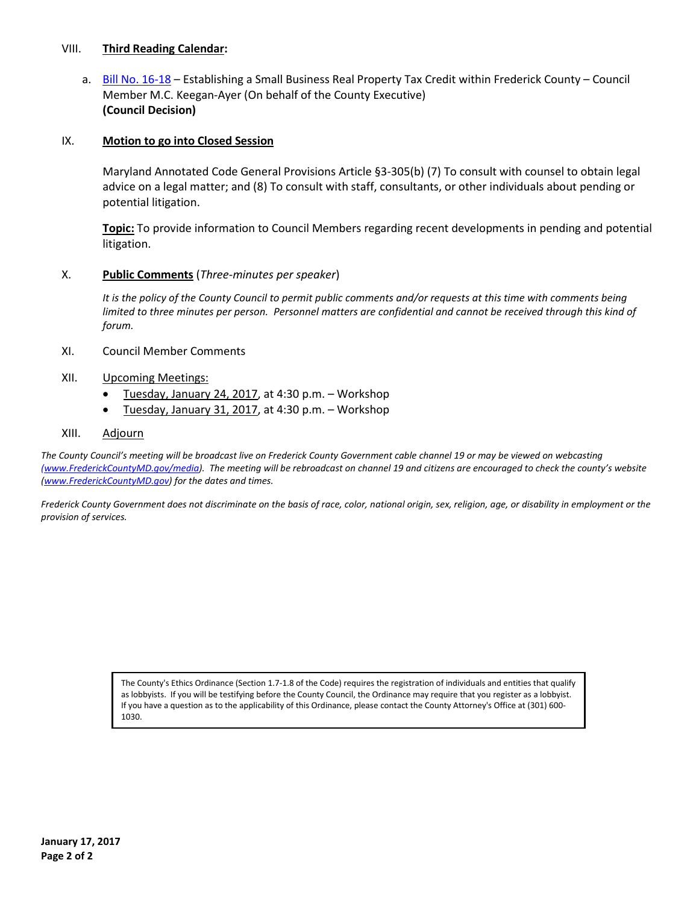VIII. **Third Reading Calendar:**

a. [Bill No. 16-18] – Establishing a Small Business Real Property Tax Credit within Frederick County – Council Member M.C. Keegan-Ayer (On behalf of the County Executive)
**(Council Decision)**

IX. **Motion to go into Closed Session**

Maryland Annotated Code General Provisions Article §3-305(b) (7) To consult with counsel to obtain legal advice on a legal matter; and (8) To consult with staff, consultants, or other individuals about pending or potential litigation.

**Topic:** To provide information to Council Members regarding recent developments in pending and potential litigation.

X. **Public Comments** (*Three-minutes per speaker*)

*It is the policy of the County Council to permit public comments and/or requests at this time with comments being limited to three minutes per person. Personnel matters are confidential and cannot be received through this kind of forum.*

XI. Council Member Comments

XII. Upcoming Meetings:

- Tuesday, January 24, 2017, at 4:30 p.m. – Workshop
- Tuesday, January 31, 2017, at 4:30 p.m. – Workshop

XIII. Adjourn

*The County Council's meeting will be broadcast live on Frederick County Government cable channel 19 or may be viewed on webcasting (www.FrederickCountyMD.gov/media). The meeting will be rebroadcast on channel 19 and citizens are encouraged to check the county's website (www.FrederickCountyMD.gov) for the dates and times.*

*Frederick County Government does not discriminate on the basis of race, color, national origin, sex, religion, age, or disability in employment or the provision of services.*

The County's Ethics Ordinance (Section 1.7-1.8 of the Code) requires the registration of individuals and entities that qualify as lobbyists. If you will be testifying before the County Council, the Ordinance may require that you register as a lobbyist. If you have a question as to the applicability of this Ordinance, please contact the County Attorney's Office at (301) 600-1030.

**January 17, 2017**